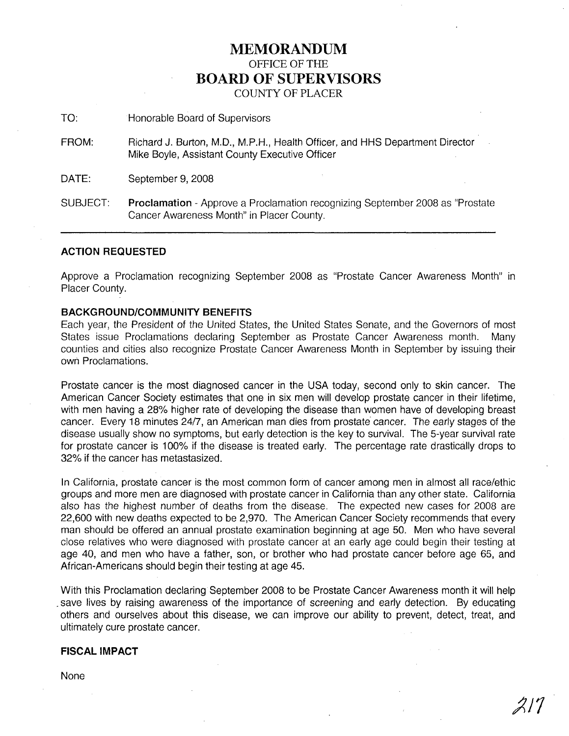# MEMORANDUM

OFFICE OF THE

# BOARD OF SUPERVISORS

COUNTY OF PLACER

TO: Honorable Board of Supervisors

FROM: Richard J. Burton, M.D., M.P.H., Health Officer, and HHS Department Director
Mike Boyle, Assistant County Executive Officer

DATE: September 9, 2008

SUBJECT: **Proclamation** - Approve a Proclamation recognizing September 2008 as "Prostate Cancer Awareness Month" in Placer County.

---

### ACTION REQUESTED

Approve a Proclamation recognizing September 2008 as "Prostate Cancer Awareness Month" in Placer County.

### BACKGROUND/COMMUNITY BENEFITS

Each year, the President of the United States, the United States Senate, and the Governors of most States issue Proclamations declaring September as Prostate Cancer Awareness month. Many counties and cities also recognize Prostate Cancer Awareness Month in September by issuing their own Proclamations.

Prostate cancer is the most diagnosed cancer in the USA today, second only to skin cancer. The American Cancer Society estimates that one in six men will develop prostate cancer in their lifetime, with men having a 28% higher rate of developing the disease than women have of developing breast cancer. Every 18 minutes 24/7, an American man dies from prostate cancer. The early stages of the disease usually show no symptoms, but early detection is the key to survival. The 5-year survival rate for prostate cancer is 100% if the disease is treated early. The percentage rate drastically drops to 32% if the cancer has metastasized.

In California, prostate cancer is the most common form of cancer among men in almost all race/ethic groups and more men are diagnosed with prostate cancer in California than any other state. California also has the highest number of deaths from the disease. The expected new cases for 2008 are 22,600 with new deaths expected to be 2,970. The American Cancer Society recommends that every man should be offered an annual prostate examination beginning at age 50. Men who have several close relatives who were diagnosed with prostate cancer at an early age could begin their testing at age 40, and men who have a father, son, or brother who had prostate cancer before age 65, and African-Americans should begin their testing at age 45.

With this Proclamation declaring September 2008 to be Prostate Cancer Awareness month it will help save lives by raising awareness of the importance of screening and early detection. By educating others and ourselves about this disease, we can improve our ability to prevent, detect, treat, and ultimately cure prostate cancer.

### FISCAL IMPACT

None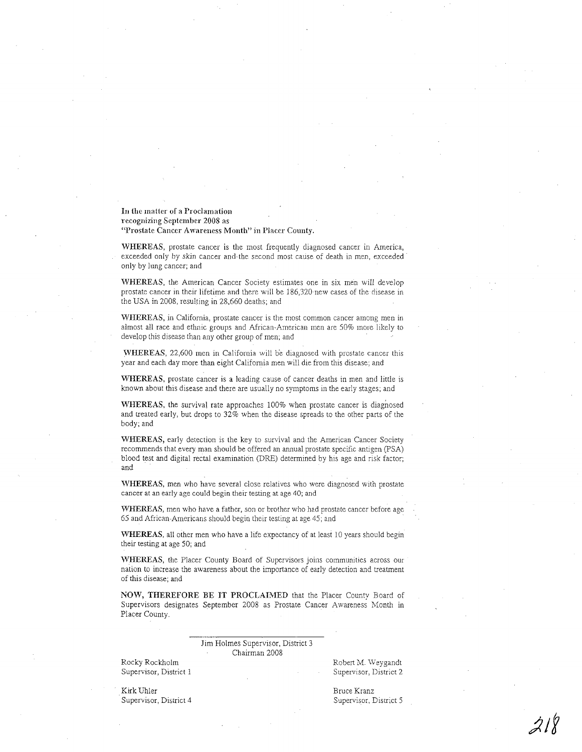**In the matter of a Proclamation recognizing September 2008 as "Prostate Cancer Awareness Month" in Placer County.**

**WHEREAS**, prostate cancer is the most frequently diagnosed cancer in America, exceeded only by skin cancer and the second most cause of death in men, exceeded only by lung cancer; and

**WHEREAS**, the American Cancer Society estimates one in six men will develop prostate cancer in their lifetime and there will be 186,320 new cases of the disease in the USA in 2008, resulting in 28,660 deaths; and

**WHEREAS**, in California, prostate cancer is the most common cancer among men in almost all race and ethnic groups and African-American men are 50% more likely to develop this disease than any other group of men; and

**WHEREAS**, 22,600 men in California will be diagnosed with prostate cancer this year and each day more than eight California men will die from this disease; and

**WHEREAS**, prostate cancer is a leading cause of cancer deaths in men and little is known about this disease and there are usually no symptoms in the early stages; and

**WHEREAS**, the survival rate approaches 100% when prostate cancer is diagnosed and treated early, but drops to 32% when the disease spreads to the other parts of the body; and

**WHEREAS**, early detection is the key to survival and the American Cancer Society recommends that every man should be offered an annual prostate specific antigen (PSA) blood test and digital rectal examination (DRE) determined by his age and risk factor; and

**WHEREAS**, men who have several close relatives who were diagnosed with prostate cancer at an early age could begin their testing at age 40; and

**WHEREAS**, men who have a father, son or brother who had prostate cancer before age 65 and African-Americans should begin their testing at age 45; and

**WHEREAS**, all other men who have a life expectancy of at least 10 years should begin their testing at age 50; and

**WHEREAS**, the Placer County Board of Supervisors joins communities across our nation to increase the awareness about the importance of early detection and treatment of this disease; and

**NOW, THEREFORE BE IT PROCLAIMED** that the Placer County Board of Supervisors designates September 2008 as Prostate Cancer Awareness Month in Placer County.

Jim Holmes Supervisor, District 3
Chairman 2008

Rocky Rockholm
Supervisor, District 1

Robert M. Weygandt
Supervisor, District 2

Kirk Uhler
Supervisor, District 4

Bruce Kranz
Supervisor, District 5